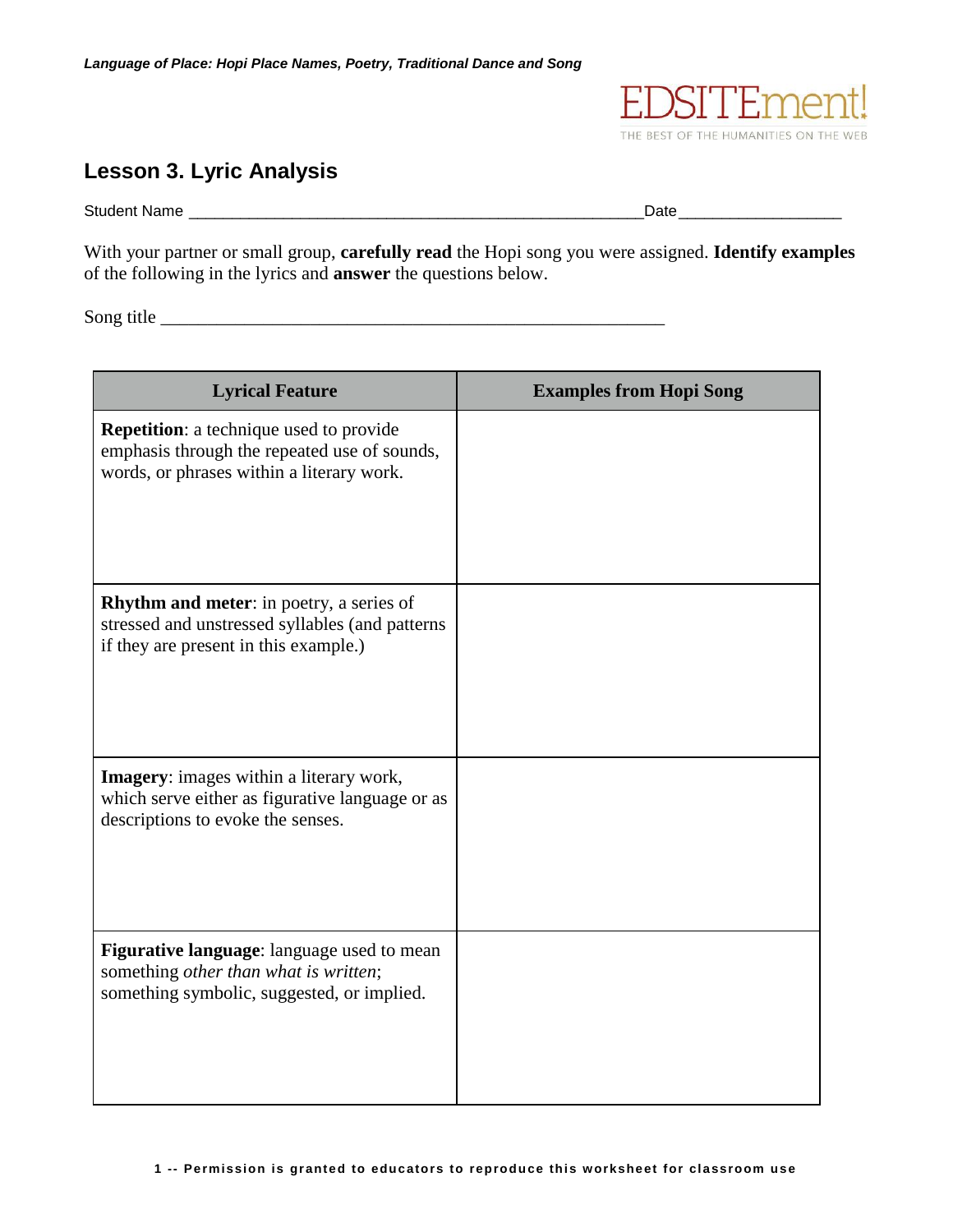## Lesson 3. Lyric Analysis

Student Name \_\_\_\_\_\_\_\_\_\_\_\_\_\_\_\_\_\_\_\_\_\_\_\_\_\_\_\_\_\_\_\_\_\_\_\_\_\_\_\_\_\_\_\_\_\_\_\_\_\_\_\_\_\_ Date \_\_\_\_\_\_\_\_\_\_\_\_\_\_\_\_\_\_\_\_

With your partner or small group, **carefully read** the Hopi song you were assigned. **Identify examples** of the following in the lyrics and **answer** the questions below.

Song title \_\_\_\_\_\_\_\_\_\_\_\_\_\_\_\_\_\_\_\_\_\_\_\_\_\_\_\_\_\_\_\_\_\_\_\_\_\_\_\_\_\_\_\_\_\_\_\_\_\_\_\_\_\_\_\_\_\_

| Lyrical Feature | Examples from Hopi Song |
|---|---|
| **Repetition**: a technique used to provide emphasis through the repeated use of sounds, words, or phrases within a literary work. | |
| **Rhythm and meter**: in poetry, a series of stressed and unstressed syllables (and patterns if they are present in this example.) | |
| **Imagery**: images within a literary work, which serve either as figurative language or as descriptions to evoke the senses. | |
| **Figurative language**: language used to mean something *other than what is written*; something symbolic, suggested, or implied. | |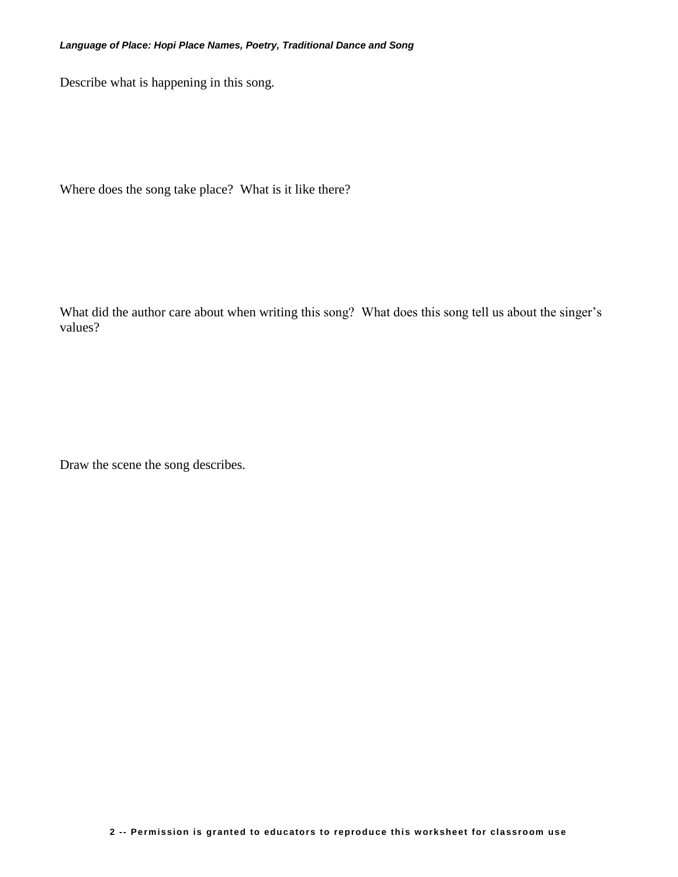Describe what is happening in this song.

Where does the song take place?  What is it like there?

What did the author care about when writing this song?  What does this song tell us about the singer's values?

Draw the scene the song describes.